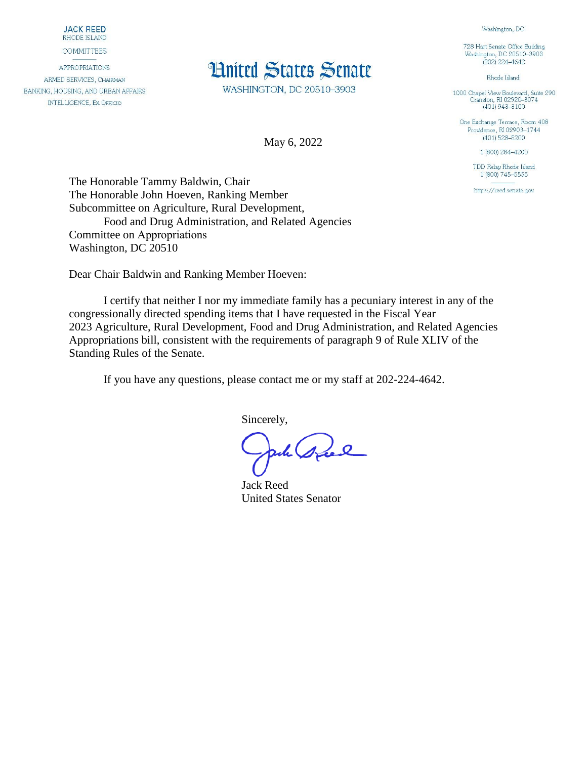**JACK REED**
RHODE ISLAND

COMMITTEES

APPROPRIATIONS
ARMED SERVICES, CHAIRMAN
BANKING, HOUSING, AND URBAN AFFAIRS
INTELLIGENCE, EX OFFICIO

# United States Senate

WASHINGTON, DC 20510–3903

Washington, DC:

728 Hart Senate Office Building
Washington, DC 20510–3903
(202) 224–4642

Rhode Island:

1000 Chapel View Boulevard, Suite 290
Cranston, RI 02920–3074
(401) 943–3100

One Exchange Terrace, Room 408
Providence, RI 02903–1744
(401) 528–5200

1 (800) 284–4200

TDD Relay Rhode Island
1 (800) 745–5555

https://reed.senate.gov

May 6, 2022

The Honorable Tammy Baldwin, Chair
The Honorable John Hoeven, Ranking Member
Subcommittee on Agriculture, Rural Development,
Food and Drug Administration, and Related Agencies
Committee on Appropriations
Washington, DC 20510

Dear Chair Baldwin and Ranking Member Hoeven:

I certify that neither I nor my immediate family has a pecuniary interest in any of the congressionally directed spending items that I have requested in the Fiscal Year 2023 Agriculture, Rural Development, Food and Drug Administration, and Related Agencies Appropriations bill, consistent with the requirements of paragraph 9 of Rule XLIV of the Standing Rules of the Senate.

If you have any questions, please contact me or my staff at 202-224-4642.

Sincerely,

Jack Reed
United States Senator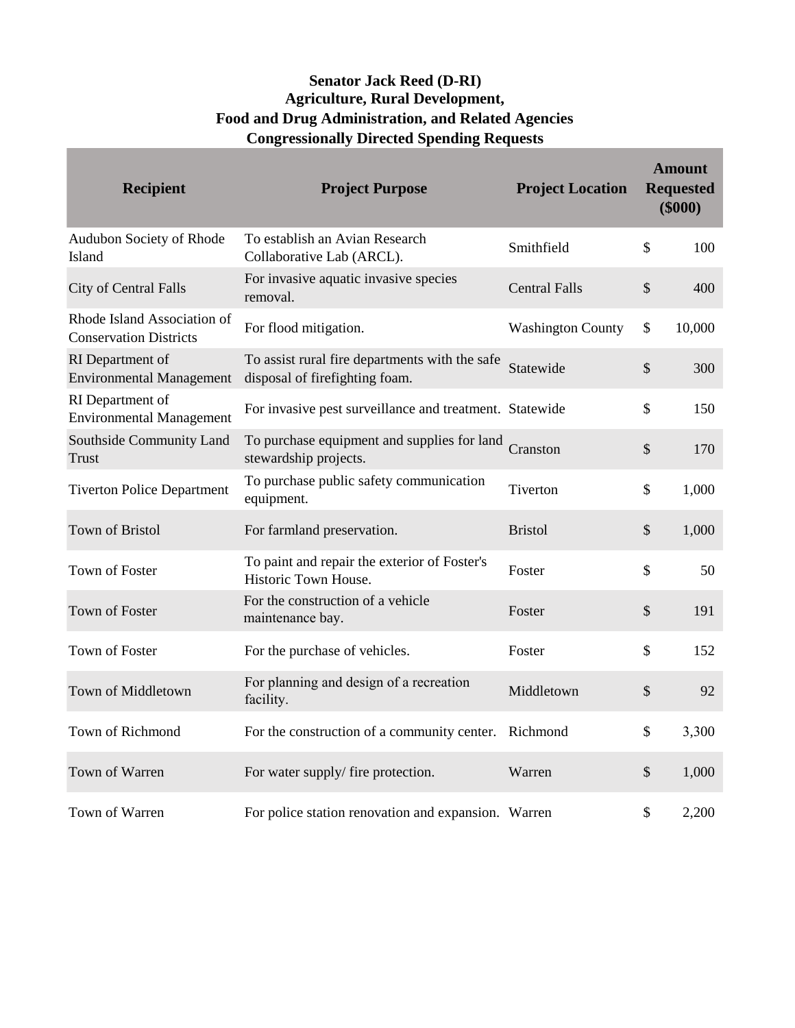**Senator Jack Reed (D-RI)**
**Agriculture, Rural Development,**
**Food and Drug Administration, and Related Agencies**
**Congressionally Directed Spending Requests**

| Recipient | Project Purpose | Project Location | Amount Requested ($000) |
|---|---|---|---|
| Audubon Society of Rhode Island | To establish an Avian Research Collaborative Lab (ARCL). | Smithfield | $ 100 |
| City of Central Falls | For invasive aquatic invasive species removal. | Central Falls | $ 400 |
| Rhode Island Association of Conservation Districts | For flood mitigation. | Washington County | $ 10,000 |
| RI Department of Environmental Management | To assist rural fire departments with the safe disposal of firefighting foam. | Statewide | $ 300 |
| RI Department of Environmental Management | For invasive pest surveillance and treatment. | Statewide | $ 150 |
| Southside Community Land Trust | To purchase equipment and supplies for land stewardship projects. | Cranston | $ 170 |
| Tiverton Police Department | To purchase public safety communication equipment. | Tiverton | $ 1,000 |
| Town of Bristol | For farmland preservation. | Bristol | $ 1,000 |
| Town of Foster | To paint and repair the exterior of Foster's Historic Town House. | Foster | $ 50 |
| Town of Foster | For the construction of a vehicle maintenance bay. | Foster | $ 191 |
| Town of Foster | For the purchase of vehicles. | Foster | $ 152 |
| Town of Middletown | For planning and design of a recreation facility. | Middletown | $ 92 |
| Town of Richmond | For the construction of a community center. | Richmond | $ 3,300 |
| Town of Warren | For water supply/ fire protection. | Warren | $ 1,000 |
| Town of Warren | For police station renovation and expansion. | Warren | $ 2,200 |